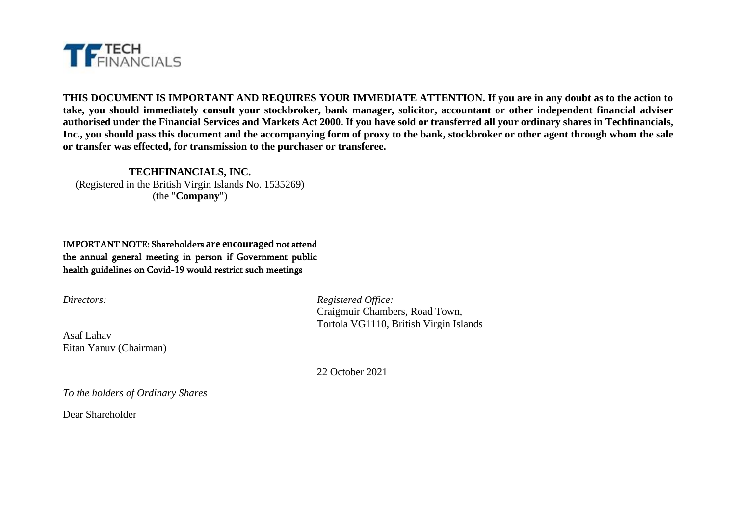**THIS DOCUMENT IS IMPORTANT AND REQUIRES YOUR IMMEDIATE ATTENTION. If you are in any doubt as to the action to take, you should immediately consult your stockbroker, bank manager, solicitor, accountant or other independent financial adviser authorised under the Financial Services and Markets Act 2000. If you have sold or transferred all your ordinary shares in Techfinancials, Inc., you should pass this document and the accompanying form of proxy to the bank, stockbroker or other agent through whom the sale or transfer was effected, for transmission to the purchaser or transferee.**

**TECHFINANCIALS, INC.**
(Registered in the British Virgin Islands No. 1535269)
(the "**Company**")

IMPORTANT NOTE: Shareholders **are encouraged** not attend the annual general meeting in person if Government public health guidelines on Covid-19 would restrict such meetings

*Directors:*

Asaf Lahav
Eitan Yanuv (Chairman)

*Registered Office:*
Craigmuir Chambers, Road Town,
Tortola VG1110, British Virgin Islands

22 October 2021

*To the holders of Ordinary Shares*

Dear Shareholder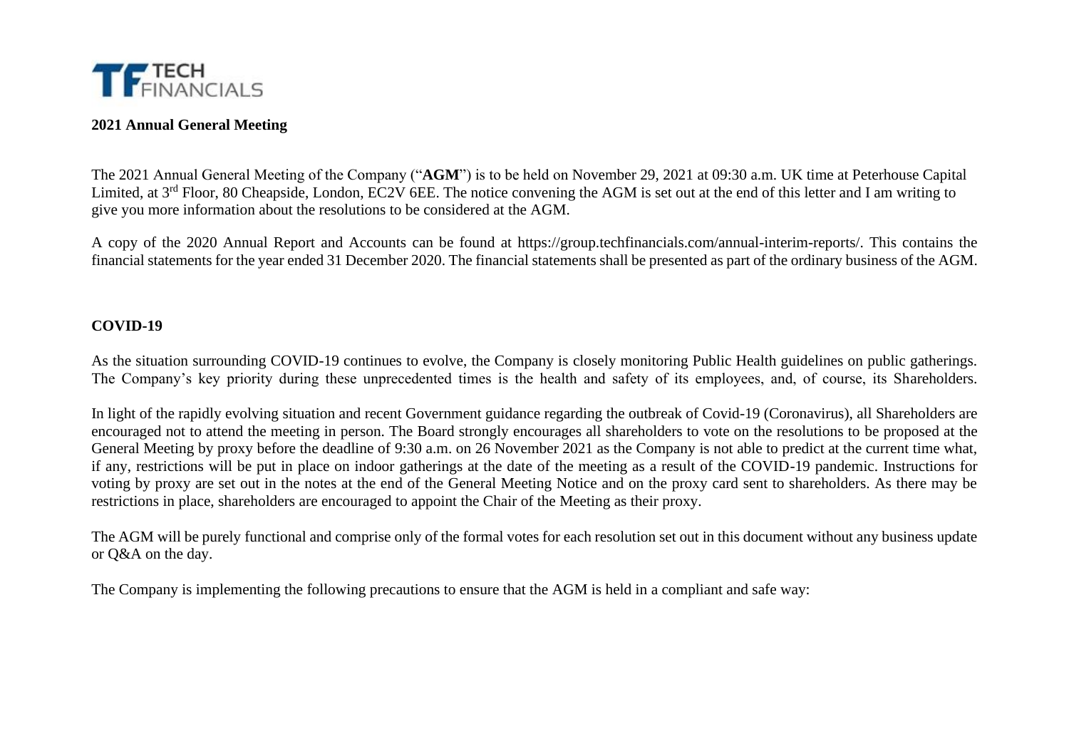TECH FINANCIALS

**2021 Annual General Meeting**

The 2021 Annual General Meeting of the Company ("**AGM**") is to be held on November 29, 2021 at 09:30 a.m. UK time at Peterhouse Capital Limited, at 3rd Floor, 80 Cheapside, London, EC2V 6EE. The notice convening the AGM is set out at the end of this letter and I am writing to give you more information about the resolutions to be considered at the AGM.

A copy of the 2020 Annual Report and Accounts can be found at https://group.techfinancials.com/annual-interim-reports/. This contains the financial statements for the year ended 31 December 2020. The financial statements shall be presented as part of the ordinary business of the AGM.

**COVID-19**

As the situation surrounding COVID-19 continues to evolve, the Company is closely monitoring Public Health guidelines on public gatherings. The Company's key priority during these unprecedented times is the health and safety of its employees, and, of course, its Shareholders.

In light of the rapidly evolving situation and recent Government guidance regarding the outbreak of Covid-19 (Coronavirus), all Shareholders are encouraged not to attend the meeting in person. The Board strongly encourages all shareholders to vote on the resolutions to be proposed at the General Meeting by proxy before the deadline of 9:30 a.m. on 26 November 2021 as the Company is not able to predict at the current time what, if any, restrictions will be put in place on indoor gatherings at the date of the meeting as a result of the COVID-19 pandemic. Instructions for voting by proxy are set out in the notes at the end of the General Meeting Notice and on the proxy card sent to shareholders. As there may be restrictions in place, shareholders are encouraged to appoint the Chair of the Meeting as their proxy.

The AGM will be purely functional and comprise only of the formal votes for each resolution set out in this document without any business update or Q&A on the day.

The Company is implementing the following precautions to ensure that the AGM is held in a compliant and safe way: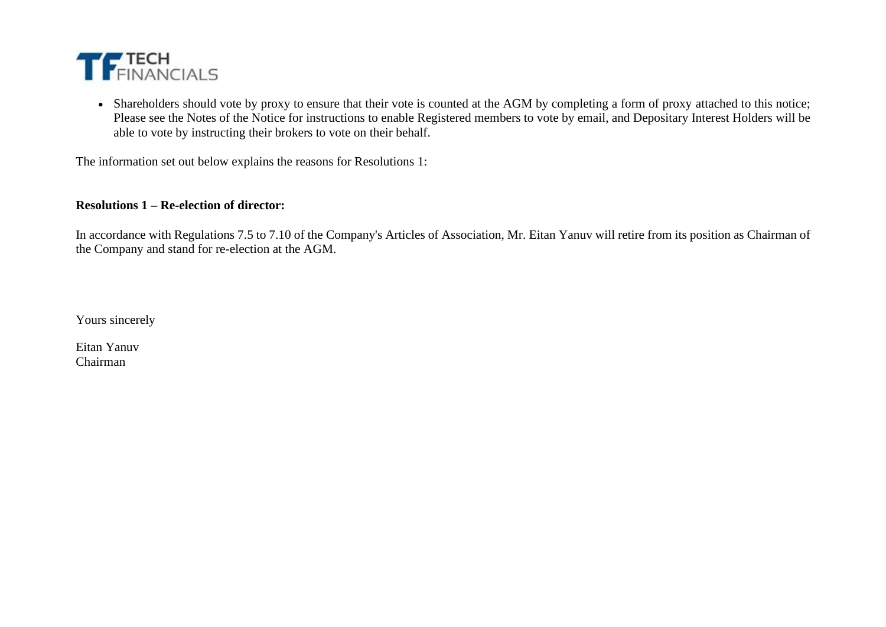- Shareholders should vote by proxy to ensure that their vote is counted at the AGM by completing a form of proxy attached to this notice; Please see the Notes of the Notice for instructions to enable Registered members to vote by email, and Depositary Interest Holders will be able to vote by instructing their brokers to vote on their behalf.

The information set out below explains the reasons for Resolutions 1:

**Resolutions 1 – Re-election of director:**

In accordance with Regulations 7.5 to 7.10 of the Company's Articles of Association, Mr. Eitan Yanuv will retire from its position as Chairman of the Company and stand for re-election at the AGM.

Yours sincerely

Eitan Yanuv
Chairman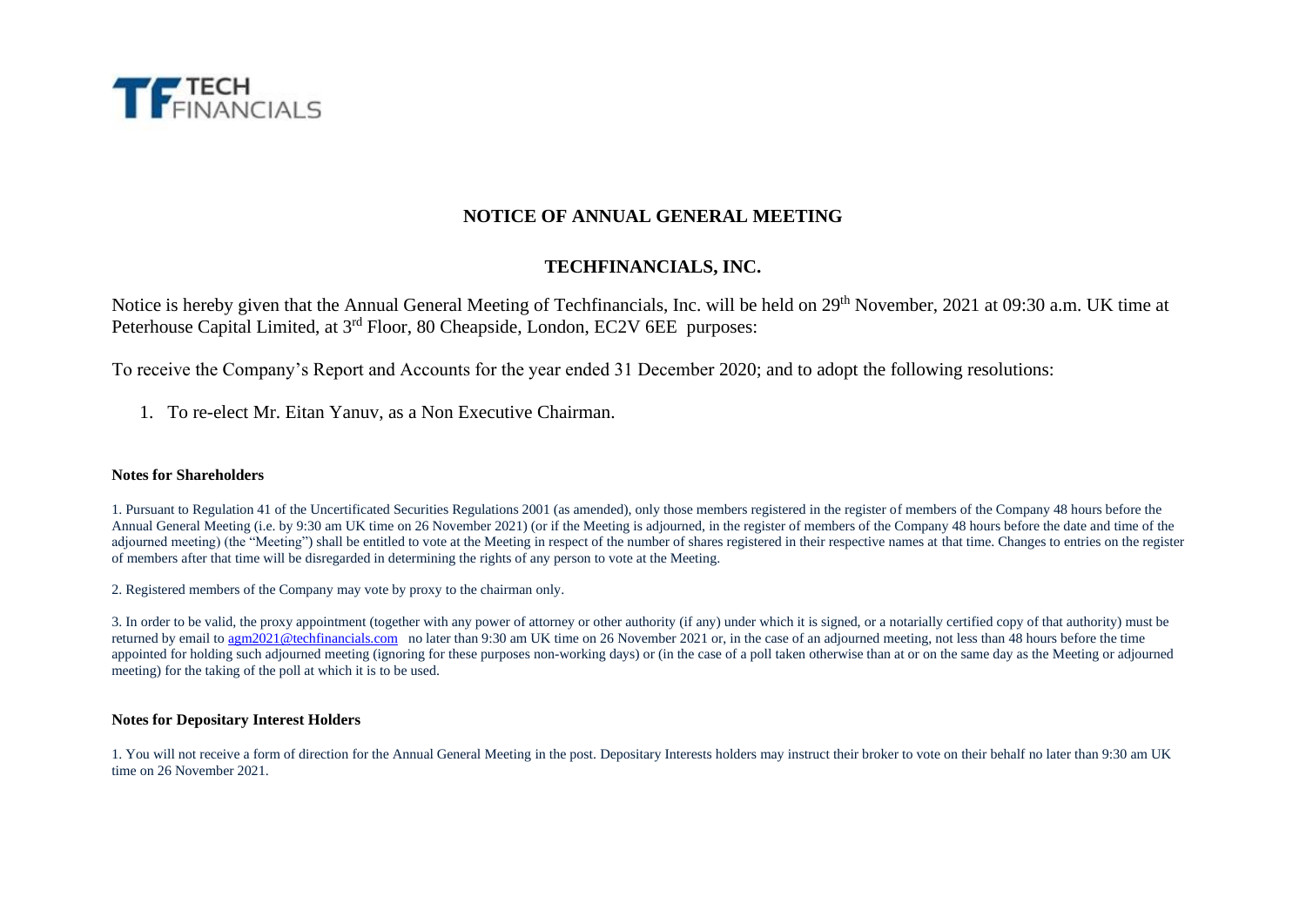TECH FINANCIALS

# NOTICE OF ANNUAL GENERAL MEETING

## TECHFINANCIALS, INC.

Notice is hereby given that the Annual General Meeting of Techfinancials, Inc. will be held on 29th November, 2021 at 09:30 a.m. UK time at Peterhouse Capital Limited, at 3rd Floor, 80 Cheapside, London, EC2V 6EE purposes:

To receive the Company's Report and Accounts for the year ended 31 December 2020; and to adopt the following resolutions:

1. To re-elect Mr. Eitan Yanuv, as a Non Executive Chairman.

### Notes for Shareholders

1. Pursuant to Regulation 41 of the Uncertificated Securities Regulations 2001 (as amended), only those members registered in the register of members of the Company 48 hours before the Annual General Meeting (i.e. by 9:30 am UK time on 26 November 2021) (or if the Meeting is adjourned, in the register of members of the Company 48 hours before the date and time of the adjourned meeting) (the "Meeting") shall be entitled to vote at the Meeting in respect of the number of shares registered in their respective names at that time. Changes to entries on the register of members after that time will be disregarded in determining the rights of any person to vote at the Meeting.

2. Registered members of the Company may vote by proxy to the chairman only.

3. In order to be valid, the proxy appointment (together with any power of attorney or other authority (if any) under which it is signed, or a notarially certified copy of that authority) must be returned by email to agm2021@techfinancials.com no later than 9:30 am UK time on 26 November 2021 or, in the case of an adjourned meeting, not less than 48 hours before the time appointed for holding such adjourned meeting (ignoring for these purposes non-working days) or (in the case of a poll taken otherwise than at or on the same day as the Meeting or adjourned meeting) for the taking of the poll at which it is to be used.

### Notes for Depositary Interest Holders

1. You will not receive a form of direction for the Annual General Meeting in the post. Depositary Interests holders may instruct their broker to vote on their behalf no later than 9:30 am UK time on 26 November 2021.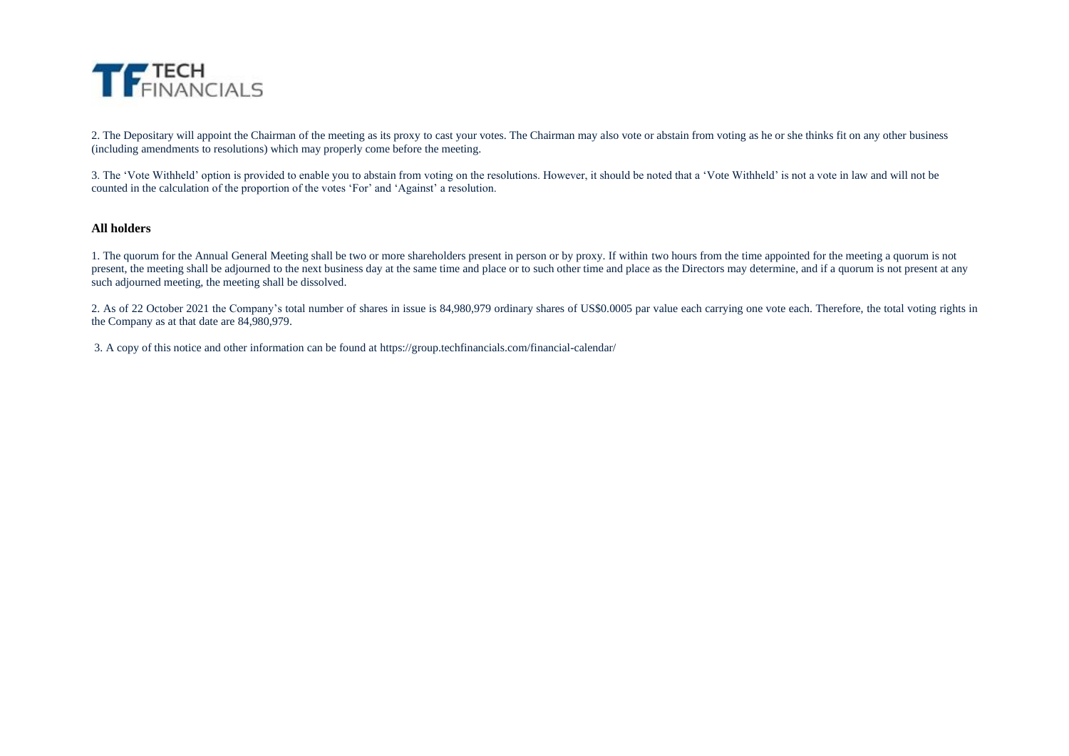2. The Depositary will appoint the Chairman of the meeting as its proxy to cast your votes. The Chairman may also vote or abstain from voting as he or she thinks fit on any other business (including amendments to resolutions) which may properly come before the meeting.

3. The 'Vote Withheld' option is provided to enable you to abstain from voting on the resolutions. However, it should be noted that a 'Vote Withheld' is not a vote in law and will not be counted in the calculation of the proportion of the votes 'For' and 'Against' a resolution.

**All holders**

1. The quorum for the Annual General Meeting shall be two or more shareholders present in person or by proxy. If within two hours from the time appointed for the meeting a quorum is not present, the meeting shall be adjourned to the next business day at the same time and place or to such other time and place as the Directors may determine, and if a quorum is not present at any such adjourned meeting, the meeting shall be dissolved.

2. As of 22 October 2021 the Company's total number of shares in issue is 84,980,979 ordinary shares of US$0.0005 par value each carrying one vote each. Therefore, the total voting rights in the Company as at that date are 84,980,979.

3. A copy of this notice and other information can be found at https://group.techfinancials.com/financial-calendar/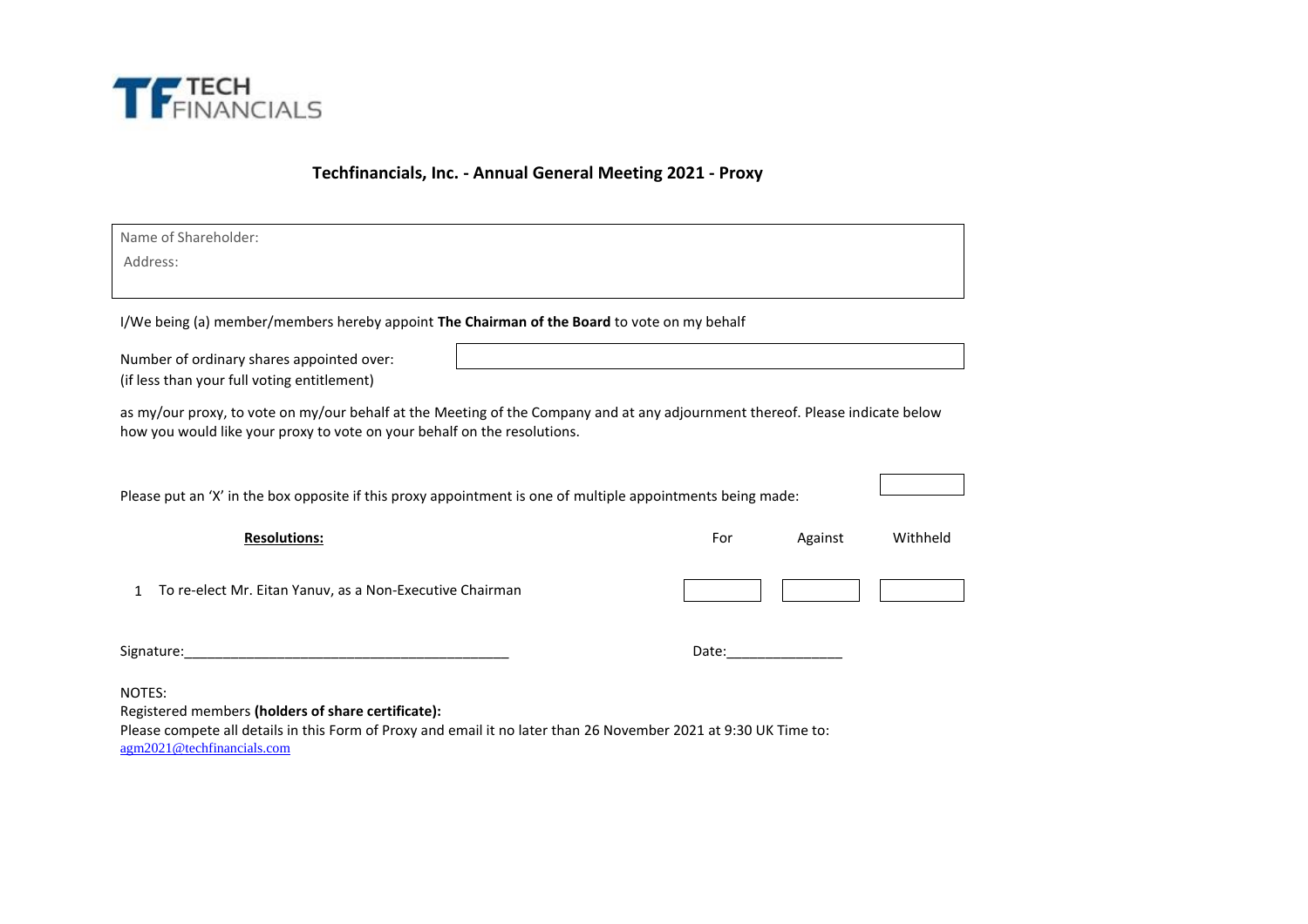TECH FINANCIALS

## Techfinancials, Inc. - Annual General Meeting 2021 - Proxy

| Name of Shareholder: |
|---|
| Address: |

I/We being (a) member/members hereby appoint **The Chairman of the Board** to vote on my behalf

Number of ordinary shares appointed over:
(if less than your full voting entitlement)

as my/our proxy, to vote on my/our behalf at the Meeting of the Company and at any adjournment thereof. Please indicate below how you would like your proxy to vote on your behalf on the resolutions.

Please put an 'X' in the box opposite if this proxy appointment is one of multiple appointments being made:

| | **Resolutions:** | For | Against | Withheld |
|---|---|---|---|---|
| 1 | To re-elect Mr. Eitan Yanuv, as a Non-Executive Chairman | | | |

Signature:___________________________________________ Date:_______________

NOTES:
Registered members **(holders of share certificate):**
Please compete all details in this Form of Proxy and email it no later than 26 November 2021 at 9:30 UK Time to:
agm2021@techfinancials.com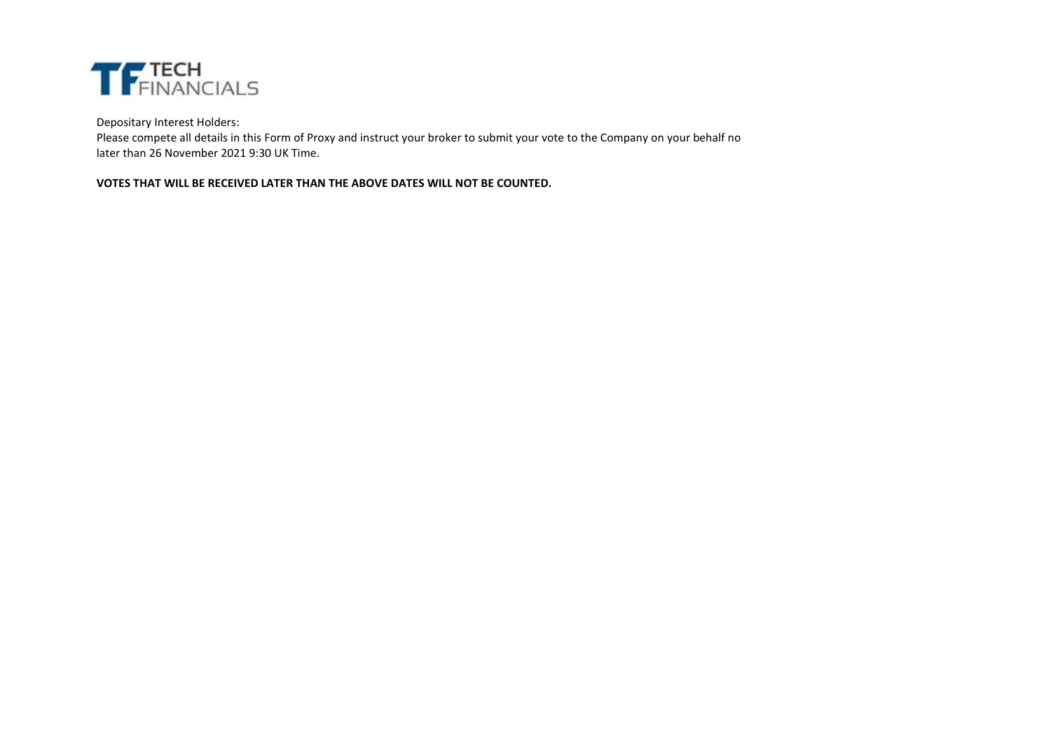TECH FINANCIALS

Depositary Interest Holders:

Please compete all details in this Form of Proxy and instruct your broker to submit your vote to the Company on your behalf no later than 26 November 2021 9:30 UK Time.

**VOTES THAT WILL BE RECEIVED LATER THAN THE ABOVE DATES WILL NOT BE COUNTED.**